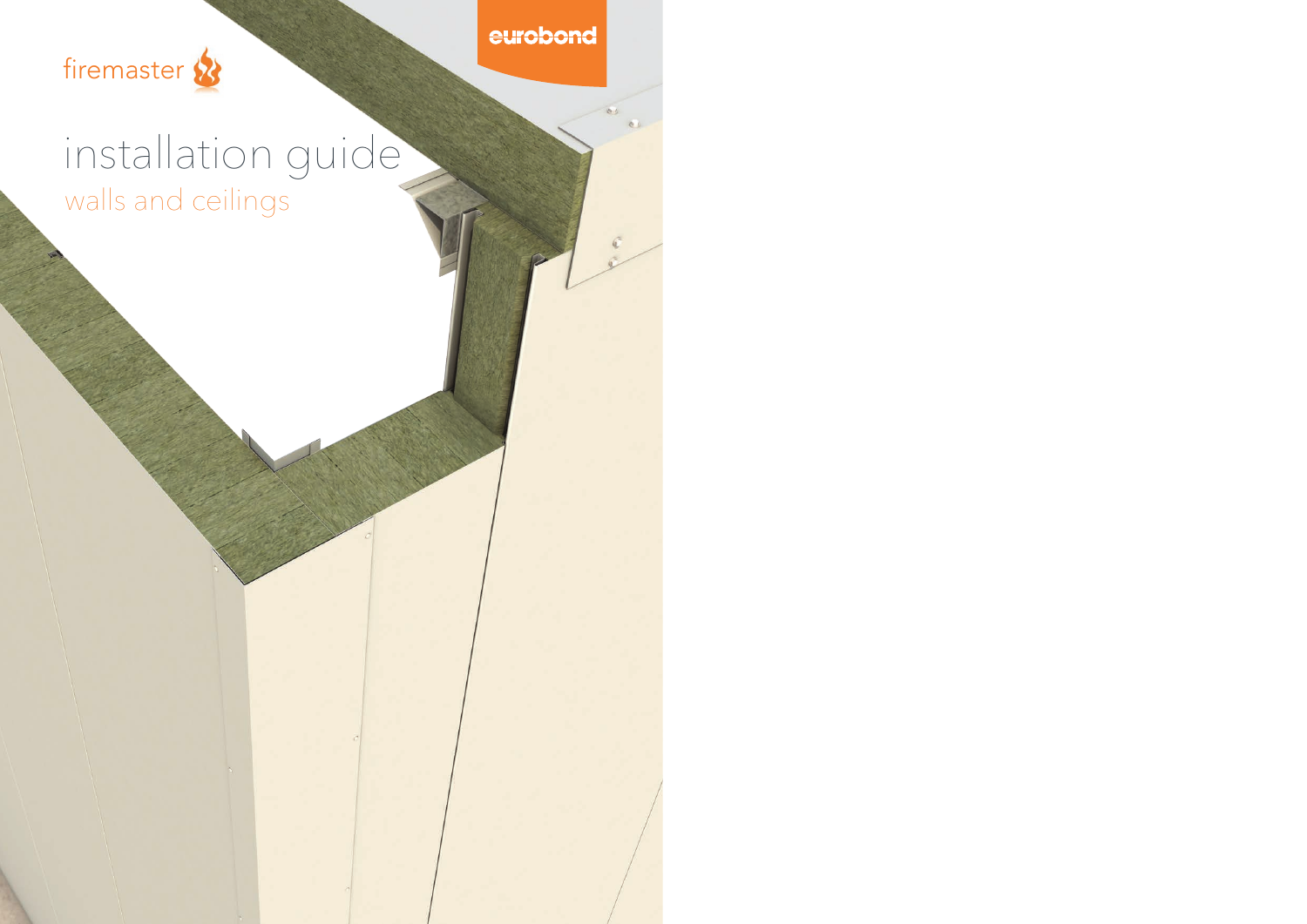firemaster

eurobond

# installation guide

## walls and ceilings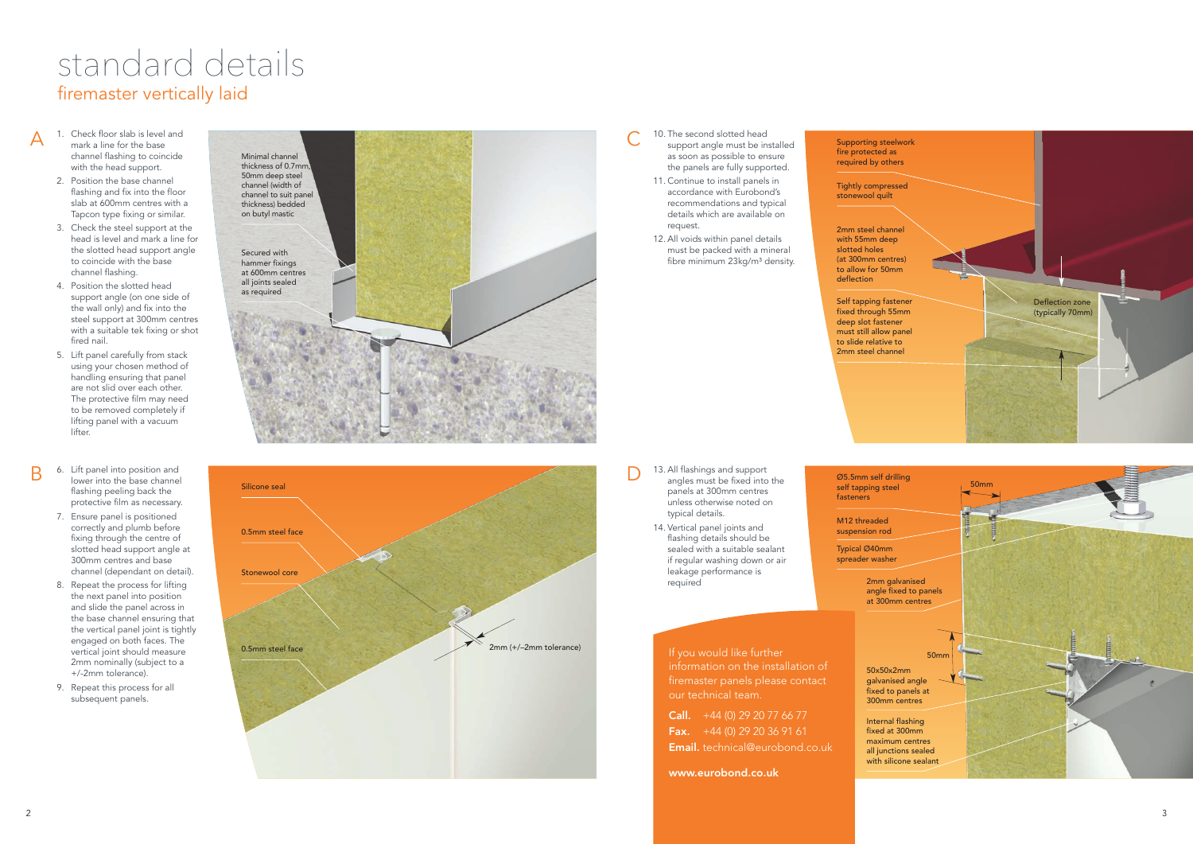# standard details

## firemaster vertically laid

### A

1. Check floor slab is level and mark a line for the base channel flashing to coincide with the head support.
2. Position the base channel flashing and fix into the floor slab at 600mm centres with a Tapcon type fixing or similar.
3. Check the steel support at the head is level and mark a line for the slotted head support angle to coincide with the base channel flashing.
4. Position the slotted head support angle (on one side of the wall only) and fix into the steel support at 300mm centres with a suitable tek fixing or shot fired nail.
5. Lift panel carefully from stack using your chosen method of handling ensuring that panel are not slid over each other. The protective film may need to be removed completely if lifting panel with a vacuum lifter.

Minimal channel thickness of 0.7mm, 50mm deep steel channel (width of channel to suit panel thickness) bedded on butyl mastic

Secured with hammer fixings at 600mm centres all joints sealed as required

### B

6. Lift panel into position and lower into the base channel flashing peeling back the protective film as necessary.
7. Ensure panel is positioned correctly and plumb before fixing through the centre of slotted head support angle at 300mm centres and base channel (dependant on detail).
8. Repeat the process for lifting the next panel into position and slide the panel across in the base channel ensuring that the vertical panel joint is tightly engaged on both faces. The vertical joint should measure 2mm nominally (subject to a +/-2mm tolerance).
9. Repeat this process for all subsequent panels.

Silicone seal

0.5mm steel face

Stonewool core

0.5mm steel face

2mm (+/–2mm tolerance)

### C

10. The second slotted head support angle must be installed as soon as possible to ensure the panels are fully supported.
11. Continue to install panels in accordance with Eurobond's recommendations and typical details which are available on request.
12. All voids within panel details must be packed with a mineral fibre minimum 23kg/m³ density.

Supporting steelwork fire protected as required by others

Tightly compressed stonewool quilt

2mm steel channel with 55mm deep slotted holes (at 300mm centres) to allow for 50mm deflection

Self tapping fastener fixed through 55mm deep slot fastener must still allow panel to slide relative to 2mm steel channel

Deflection zone (typically 70mm)

### D

13. All flashings and support angles must be fixed into the panels at 300mm centres unless otherwise noted on typical details.
14. Vertical panel joints and flashing details should be sealed with a suitable sealant if regular washing down or air leakage performance is required

Ø5.5mm self drilling self tapping steel fasteners

50mm

M12 threaded suspension rod

Typical Ø40mm spreader washer

2mm galvanised angle fixed to panels at 300mm centres

50mm

50x50x2mm galvanised angle fixed to panels at 300mm centres

Internal flashing fixed at 300mm maximum centres all junctions sealed with silicone sealant

If you would like further information on the installation of firemaster panels please contact our technical team.

**Call.** +44 (0) 29 20 77 66 77
**Fax.** +44 (0) 29 20 36 91 61
**Email.** technical@eurobond.co.uk

**www.eurobond.co.uk**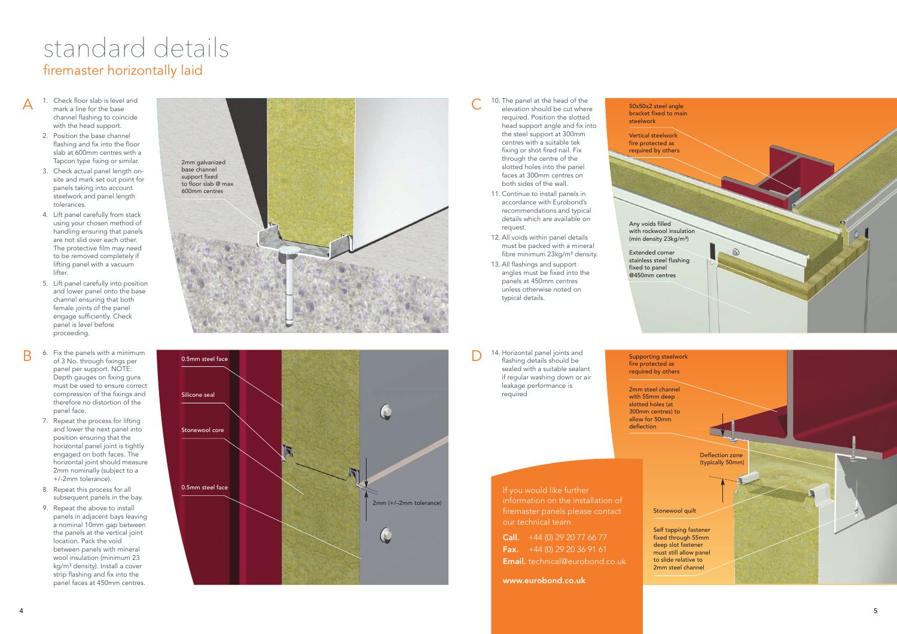# standard details

## firemaster horizontally laid

**A**

1. Check floor slab is level and mark a line for the base channel flashing to coincide with the head support.
2. Position the base channel flashing and fix into the floor slab at 600mm centres with a Tapcon type fixing or similar.
3. Check actual panel length on-site and mark set out point for panels taking into account steelwork and panel length tolerances.
4. Lift panel carefully from stack using your chosen method of handling ensuring that panels are not slid over each other. The protective film may need to be removed completely if lifting panel with a vacuum lifter.
5. Lift panel carefully into position and lower panel onto the base channel ensuring that both female joints of the panel engage sufficiently. Check panel is level before proceeding.

2mm galvanized base channel support fixed to floor slab @ max 600mm centres

**B**

6. Fix the panels with a minimum of 3 No. through fixings per panel per support. NOTE: Depth gauges on fixing guns must be used to ensure correct compression of the fixings and therefore no distortion of the panel face.
7. Repeat the process for lifting and lower the next panel into position ensuring that the horizontal panel joint is tightly engaged on both faces. The horizontal joint should measure 2mm nominally (subject to a +/-2mm tolerance).
8. Repeat this process for all subsequent panels in the bay.
9. Repeat the above to install panels in adjacent bays leaving a nominal 10mm gap between the panels at the vertical joint location. Pack the void between panels with mineral wool insulation (minimum 23 kg/m³ density). Install a cover strip flashing and fix into the panel faces at 450mm centres.

0.5mm steel face

Silicone seal

Stonewool core

0.5mm steel face

2mm (+/–2mm tolerance)

**C**

10. The panel at the head of the elevation should be cut where required. Position the slotted head support angle and fix into the steel support at 300mm centres with a suitable tek fixing or shot fired nail. Fix through the centre of the slotted holes into the panel faces at 300mm centres on both sides of the wall.
11. Continue to install panels in accordance with Eurobond's recommendations and typical details which are available on request.
12. All voids within panel details must be packed with a mineral fibre minimum 23kg/m³ density.
13. All flashings and support angles must be fixed into the panels at 450mm centres unless otherwise noted on typical details.

50x50x2 steel angle bracket fixed to main steelwork

Vertical steelwork fire protected as required by others

Any voids filled with rockwool insulation (min density 23kg/m³)

Extended corner stainless steel flashing fixed to panel @450mm centres

**D**

14. Horizontal panel joints and flashing details should be sealed with a suitable sealant if regular washing down or air leakage performance is required

Supporting steelwork fire protected as required by others

2mm steel channel with 55mm deep slotted holes (at 300mm centres) to allow for 50mm deflection

Deflection zone (typically 50mm)

Stonewool quilt

Self tapping fastener fixed through 55mm deep slot fastener must still allow panel to slide relative to 2mm steel channel

If you would like further information on the installation of firemaster panels please contact our technical team.

**Call.** +44 (0) 29 20 77 66 77

**Fax.** +44 (0) 29 20 36 91 61

**Email.** technical@eurobond.co.uk

**www.eurobond.co.uk**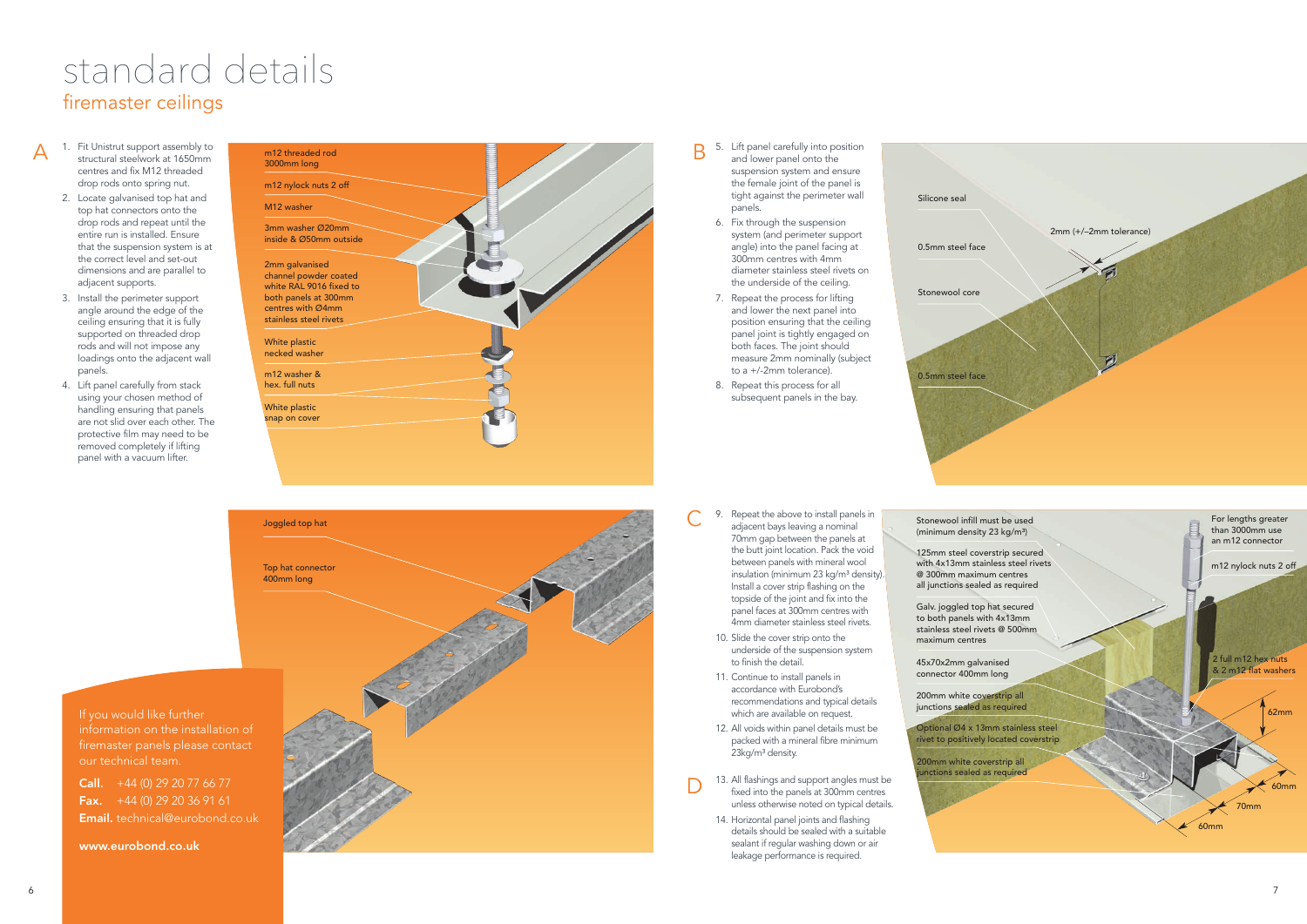# standard details

## firemaster ceilings

### A

1. Fit Unistrut support assembly to structural steelwork at 1650mm centres and fix M12 threaded drop rods onto spring nut.
2. Locate galvanised top hat and top hat connectors onto the drop rods and repeat until the entire run is installed. Ensure that the suspension system is at the correct level and set-out dimensions and are parallel to adjacent supports.
3. Install the perimeter support angle around the edge of the ceiling ensuring that it is fully supported on threaded drop rods and will not impose any loadings onto the adjacent wall panels.
4. Lift panel carefully from stack using your chosen method of handling ensuring that panels are not slid over each other. The protective film may need to be removed completely if lifting panel with a vacuum lifter.

m12 threaded rod 3000mm long

m12 nylock nuts 2 off

M12 washer

3mm washer Ø20mm inside & Ø50mm outside

2mm galvanised channel powder coated white RAL 9016 fixed to both panels at 300mm centres with Ø4mm stainless steel rivets

White plastic necked washer

m12 washer & hex. full nuts

White plastic snap on cover

Joggled top hat

Top hat connector 400mm long

If you would like further information on the installation of firemaster panels please contact our technical team.

**Call.** +44 (0) 29 20 77 66 77

**Fax.** +44 (0) 29 20 36 91 61

**Email.** technical@eurobond.co.uk

**www.eurobond.co.uk**

### B

5. Lift panel carefully into position and lower panel onto the suspension system and ensure the female joint of the panel is tight against the perimeter wall panels.
6. Fix through the suspension system (and perimeter support angle) into the panel facing at 300mm centres with 4mm diameter stainless steel rivets on the underside of the ceiling.
7. Repeat the process for lifting and lower the next panel into position ensuring that the ceiling panel joint is tightly engaged on both faces. The joint should measure 2mm nominally (subject to a +/-2mm tolerance).
8. Repeat this process for all subsequent panels in the bay.

Silicone seal

0.5mm steel face

Stonewool core

0.5mm steel face

2mm (+/–2mm tolerance)

### C

9. Repeat the above to install panels in adjacent bays leaving a nominal 70mm gap between the panels at the butt joint location. Pack the void between panels with mineral wool insulation (minimum 23 kg/m³ density). Install a cover strip flashing on the topside of the joint and fix into the panel faces at 300mm centres with 4mm diameter stainless steel rivets.
10. Slide the cover strip onto the underside of the suspension system to finish the detail.
11. Continue to install panels in accordance with Eurobond's recommendations and typical details which are available on request.
12. All voids within panel details must be packed with a mineral fibre minimum 23kg/m³ density.

### D

13. All flashings and support angles must be fixed into the panels at 300mm centres unless otherwise noted on typical details.
14. Horizontal panel joints and flashing details should be sealed with a suitable sealant if regular washing down or air leakage performance is required.

Stonewool infill must be used (minimum density 23 kg/m³)

125mm steel coverstrip secured with 4x13mm stainless steel rivets @ 300mm maximum centres all junctions sealed as required

Galv. joggled top hat secured to both panels with 4x13mm stainless steel rivets @ 500mm maximum centres

45x70x2mm galvanised connector 400mm long

200mm white coverstrip all junctions sealed as required

Optional Ø4 x 13mm stainless steel rivet to positively located coverstrip

200mm white coverstrip all junctions sealed as required

For lengths greater than 3000mm use an m12 connector

m12 nylock nuts 2 off

2 full m12 hex nuts & 2 m12 flat washers

62mm

60mm

70mm

60mm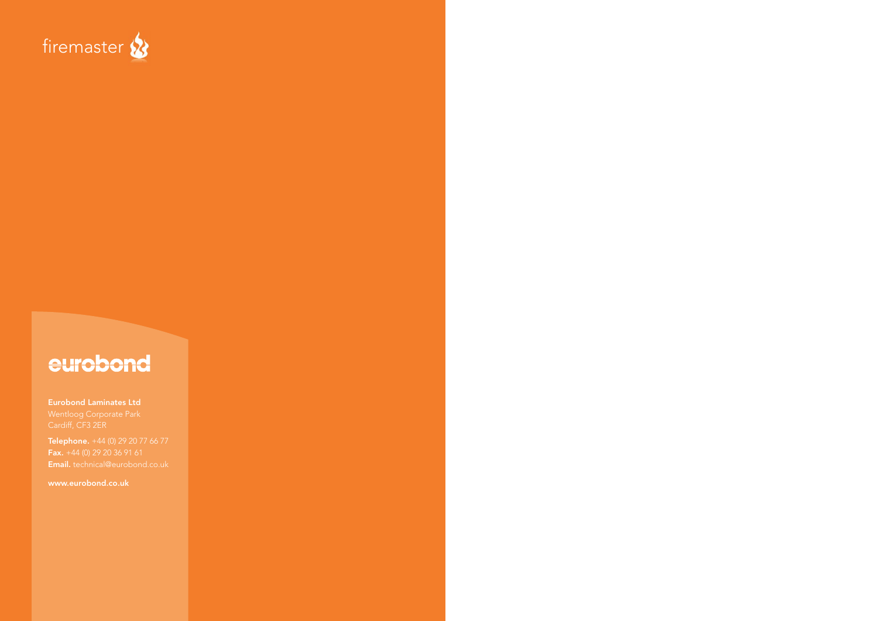firemaster

eurobond

**Eurobond Laminates Ltd**
Wentloog Corporate Park
Cardiff, CF3 2ER

**Telephone.** +44 (0) 29 20 77 66 77
**Fax.** +44 (0) 29 20 36 91 61
**Email.** technical@eurobond.co.uk

**www.eurobond.co.uk**